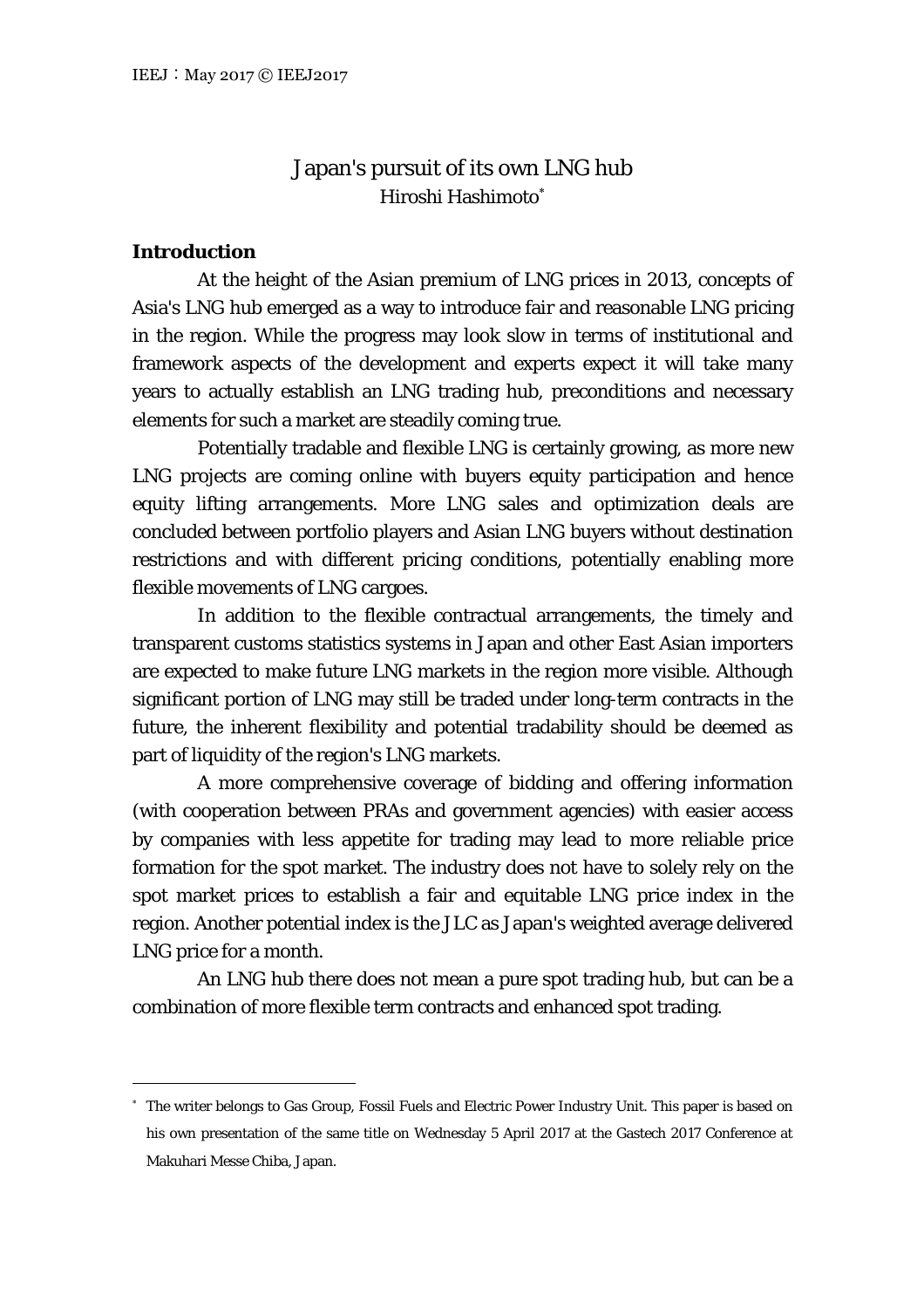# Japan's pursuit of its own LNG hub

Hiroshi Hashimoto[*]

## Introduction

At the height of the Asian premium of LNG prices in 2013, concepts of Asia's LNG hub emerged as a way to introduce fair and reasonable LNG pricing in the region. While the progress may look slow in terms of institutional and framework aspects of the development and experts expect it will take many years to actually establish an LNG trading hub, preconditions and necessary elements for such a market are steadily coming true.

Potentially tradable and flexible LNG is certainly growing, as more new LNG projects are coming online with buyers equity participation and hence equity lifting arrangements. More LNG sales and optimization deals are concluded between portfolio players and Asian LNG buyers without destination restrictions and with different pricing conditions, potentially enabling more flexible movements of LNG cargoes.

In addition to the flexible contractual arrangements, the timely and transparent customs statistics systems in Japan and other East Asian importers are expected to make future LNG markets in the region more visible. Although significant portion of LNG may still be traded under long-term contracts in the future, the inherent flexibility and potential tradability should be deemed as part of liquidity of the region's LNG markets.

A more comprehensive coverage of bidding and offering information (with cooperation between PRAs and government agencies) with easier access by companies with less appetite for trading may lead to more reliable price formation for the spot market. The industry does not have to solely rely on the spot market prices to establish a fair and equitable LNG price index in the region. Another potential index is the JLC as Japan's weighted average delivered LNG price for a month.

An LNG hub there does not mean a pure spot trading hub, but can be a combination of more flexible term contracts and enhanced spot trading.

---

[*] The writer belongs to Gas Group, Fossil Fuels and Electric Power Industry Unit. This paper is based on his own presentation of the same title on Wednesday 5 April 2017 at the Gastech 2017 Conference at Makuhari Messe Chiba, Japan.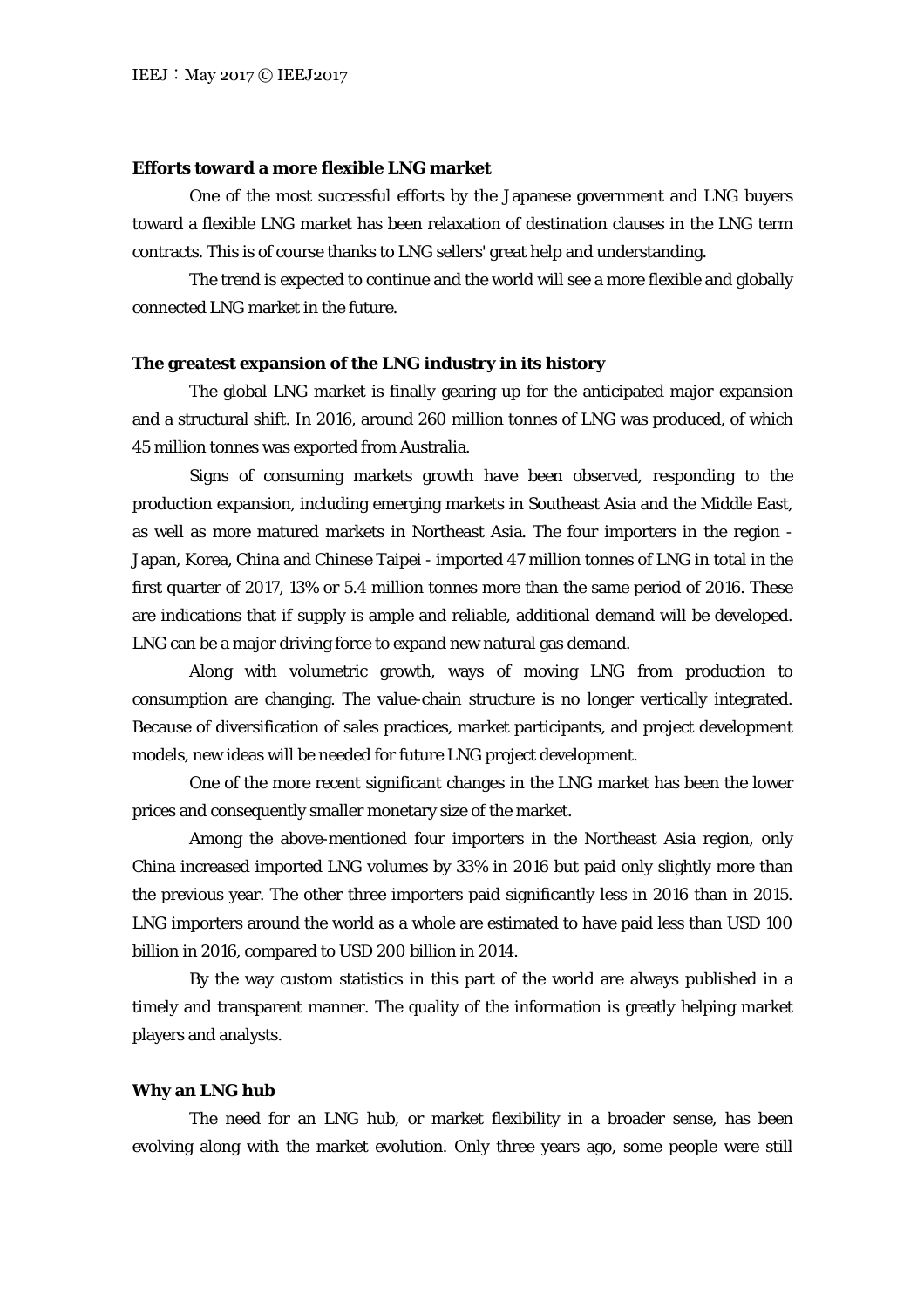**Efforts toward a more flexible LNG market**

One of the most successful efforts by the Japanese government and LNG buyers toward a flexible LNG market has been relaxation of destination clauses in the LNG term contracts. This is of course thanks to LNG sellers' great help and understanding.

The trend is expected to continue and the world will see a more flexible and globally connected LNG market in the future.

**The greatest expansion of the LNG industry in its history**

The global LNG market is finally gearing up for the anticipated major expansion and a structural shift. In 2016, around 260 million tonnes of LNG was produced, of which 45 million tonnes was exported from Australia.

Signs of consuming markets growth have been observed, responding to the production expansion, including emerging markets in Southeast Asia and the Middle East, as well as more matured markets in Northeast Asia. The four importers in the region - Japan, Korea, China and Chinese Taipei - imported 47 million tonnes of LNG in total in the first quarter of 2017, 13% or 5.4 million tonnes more than the same period of 2016. These are indications that if supply is ample and reliable, additional demand will be developed. LNG can be a major driving force to expand new natural gas demand.

Along with volumetric growth, ways of moving LNG from production to consumption are changing. The value-chain structure is no longer vertically integrated. Because of diversification of sales practices, market participants, and project development models, new ideas will be needed for future LNG project development.

One of the more recent significant changes in the LNG market has been the lower prices and consequently smaller monetary size of the market.

Among the above-mentioned four importers in the Northeast Asia region, only China increased imported LNG volumes by 33% in 2016 but paid only slightly more than the previous year. The other three importers paid significantly less in 2016 than in 2015. LNG importers around the world as a whole are estimated to have paid less than USD 100 billion in 2016, compared to USD 200 billion in 2014.

By the way custom statistics in this part of the world are always published in a timely and transparent manner. The quality of the information is greatly helping market players and analysts.

**Why an LNG hub**

The need for an LNG hub, or market flexibility in a broader sense, has been evolving along with the market evolution. Only three years ago, some people were still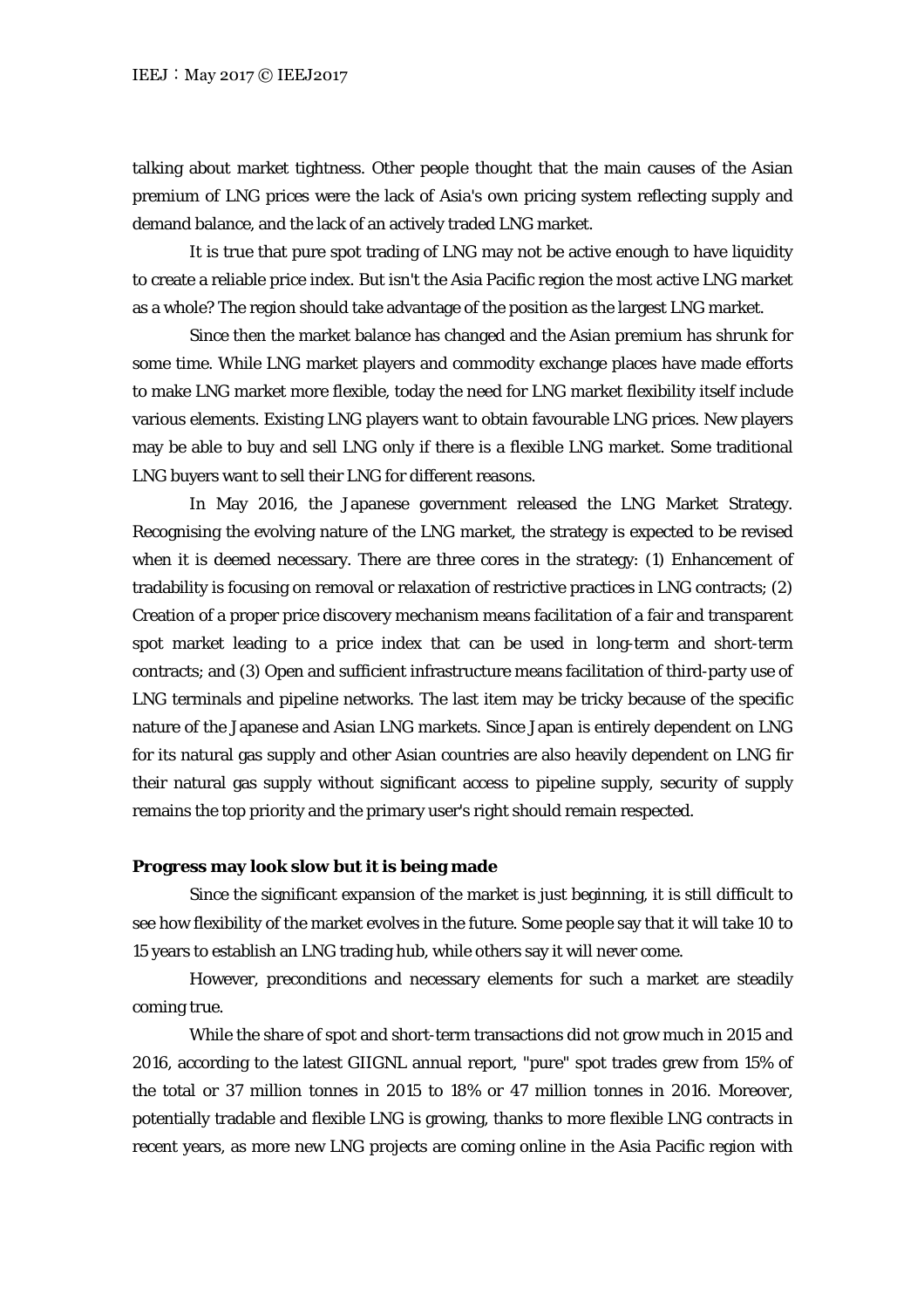talking about market tightness. Other people thought that the main causes of the Asian premium of LNG prices were the lack of Asia's own pricing system reflecting supply and demand balance, and the lack of an actively traded LNG market.

It is true that pure spot trading of LNG may not be active enough to have liquidity to create a reliable price index. But isn't the Asia Pacific region the most active LNG market as a whole? The region should take advantage of the position as the largest LNG market.

Since then the market balance has changed and the Asian premium has shrunk for some time. While LNG market players and commodity exchange places have made efforts to make LNG market more flexible, today the need for LNG market flexibility itself include various elements. Existing LNG players want to obtain favourable LNG prices. New players may be able to buy and sell LNG only if there is a flexible LNG market. Some traditional LNG buyers want to sell their LNG for different reasons.

In May 2016, the Japanese government released the LNG Market Strategy. Recognising the evolving nature of the LNG market, the strategy is expected to be revised when it is deemed necessary. There are three cores in the strategy: (1) Enhancement of tradability is focusing on removal or relaxation of restrictive practices in LNG contracts; (2) Creation of a proper price discovery mechanism means facilitation of a fair and transparent spot market leading to a price index that can be used in long-term and short-term contracts; and (3) Open and sufficient infrastructure means facilitation of third-party use of LNG terminals and pipeline networks. The last item may be tricky because of the specific nature of the Japanese and Asian LNG markets. Since Japan is entirely dependent on LNG for its natural gas supply and other Asian countries are also heavily dependent on LNG fir their natural gas supply without significant access to pipeline supply, security of supply remains the top priority and the primary user's right should remain respected.

**Progress may look slow but it is being made**

Since the significant expansion of the market is just beginning, it is still difficult to see how flexibility of the market evolves in the future. Some people say that it will take 10 to 15 years to establish an LNG trading hub, while others say it will never come.

However, preconditions and necessary elements for such a market are steadily coming true.

While the share of spot and short-term transactions did not grow much in 2015 and 2016, according to the latest GIIGNL annual report, "pure" spot trades grew from 15% of the total or 37 million tonnes in 2015 to 18% or 47 million tonnes in 2016. Moreover, potentially tradable and flexible LNG is growing, thanks to more flexible LNG contracts in recent years, as more new LNG projects are coming online in the Asia Pacific region with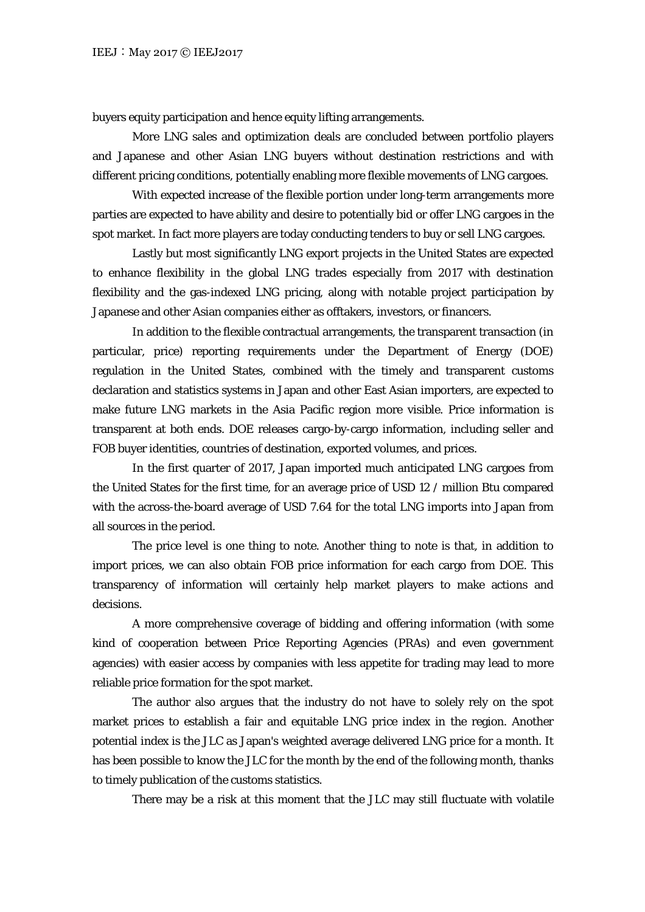buyers equity participation and hence equity lifting arrangements.

More LNG sales and optimization deals are concluded between portfolio players and Japanese and other Asian LNG buyers without destination restrictions and with different pricing conditions, potentially enabling more flexible movements of LNG cargoes.

With expected increase of the flexible portion under long-term arrangements more parties are expected to have ability and desire to potentially bid or offer LNG cargoes in the spot market. In fact more players are today conducting tenders to buy or sell LNG cargoes.

Lastly but most significantly LNG export projects in the United States are expected to enhance flexibility in the global LNG trades especially from 2017 with destination flexibility and the gas-indexed LNG pricing, along with notable project participation by Japanese and other Asian companies either as offtakers, investors, or financers.

In addition to the flexible contractual arrangements, the transparent transaction (in particular, price) reporting requirements under the Department of Energy (DOE) regulation in the United States, combined with the timely and transparent customs declaration and statistics systems in Japan and other East Asian importers, are expected to make future LNG markets in the Asia Pacific region more visible. Price information is transparent at both ends. DOE releases cargo-by-cargo information, including seller and FOB buyer identities, countries of destination, exported volumes, and prices.

In the first quarter of 2017, Japan imported much anticipated LNG cargoes from the United States for the first time, for an average price of USD 12 / million Btu compared with the across-the-board average of USD 7.64 for the total LNG imports into Japan from all sources in the period.

The price level is one thing to note. Another thing to note is that, in addition to import prices, we can also obtain FOB price information for each cargo from DOE. This transparency of information will certainly help market players to make actions and decisions.

A more comprehensive coverage of bidding and offering information (with some kind of cooperation between Price Reporting Agencies (PRAs) and even government agencies) with easier access by companies with less appetite for trading may lead to more reliable price formation for the spot market.

The author also argues that the industry do not have to solely rely on the spot market prices to establish a fair and equitable LNG price index in the region. Another potential index is the JLC as Japan's weighted average delivered LNG price for a month. It has been possible to know the JLC for the month by the end of the following month, thanks to timely publication of the customs statistics.

There may be a risk at this moment that the JLC may still fluctuate with volatile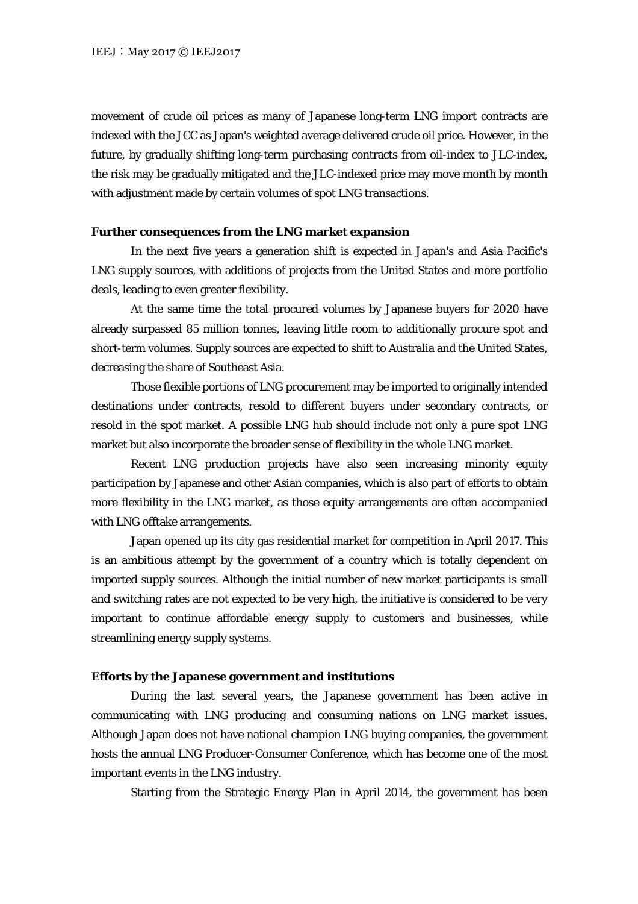movement of crude oil prices as many of Japanese long-term LNG import contracts are indexed with the JCC as Japan's weighted average delivered crude oil price. However, in the future, by gradually shifting long-term purchasing contracts from oil-index to JLC-index, the risk may be gradually mitigated and the JLC-indexed price may move month by month with adjustment made by certain volumes of spot LNG transactions.

**Further consequences from the LNG market expansion**

In the next five years a generation shift is expected in Japan's and Asia Pacific's LNG supply sources, with additions of projects from the United States and more portfolio deals, leading to even greater flexibility.

At the same time the total procured volumes by Japanese buyers for 2020 have already surpassed 85 million tonnes, leaving little room to additionally procure spot and short-term volumes. Supply sources are expected to shift to Australia and the United States, decreasing the share of Southeast Asia.

Those flexible portions of LNG procurement may be imported to originally intended destinations under contracts, resold to different buyers under secondary contracts, or resold in the spot market. A possible LNG hub should include not only a pure spot LNG market but also incorporate the broader sense of flexibility in the whole LNG market.

Recent LNG production projects have also seen increasing minority equity participation by Japanese and other Asian companies, which is also part of efforts to obtain more flexibility in the LNG market, as those equity arrangements are often accompanied with LNG offtake arrangements.

Japan opened up its city gas residential market for competition in April 2017. This is an ambitious attempt by the government of a country which is totally dependent on imported supply sources. Although the initial number of new market participants is small and switching rates are not expected to be very high, the initiative is considered to be very important to continue affordable energy supply to customers and businesses, while streamlining energy supply systems.

**Efforts by the Japanese government and institutions**

During the last several years, the Japanese government has been active in communicating with LNG producing and consuming nations on LNG market issues. Although Japan does not have national champion LNG buying companies, the government hosts the annual LNG Producer-Consumer Conference, which has become one of the most important events in the LNG industry.

Starting from the Strategic Energy Plan in April 2014, the government has been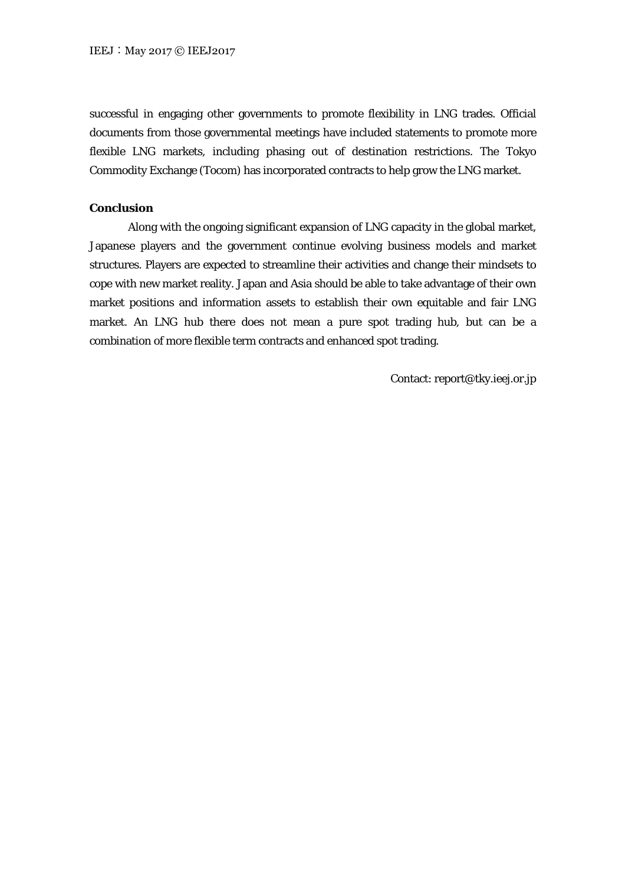successful in engaging other governments to promote flexibility in LNG trades. Official documents from those governmental meetings have included statements to promote more flexible LNG markets, including phasing out of destination restrictions. The Tokyo Commodity Exchange (Tocom) has incorporated contracts to help grow the LNG market.

**Conclusion**

Along with the ongoing significant expansion of LNG capacity in the global market, Japanese players and the government continue evolving business models and market structures. Players are expected to streamline their activities and change their mindsets to cope with new market reality. Japan and Asia should be able to take advantage of their own market positions and information assets to establish their own equitable and fair LNG market. An LNG hub there does not mean a pure spot trading hub, but can be a combination of more flexible term contracts and enhanced spot trading.

Contact: report@tky.ieej.or.jp